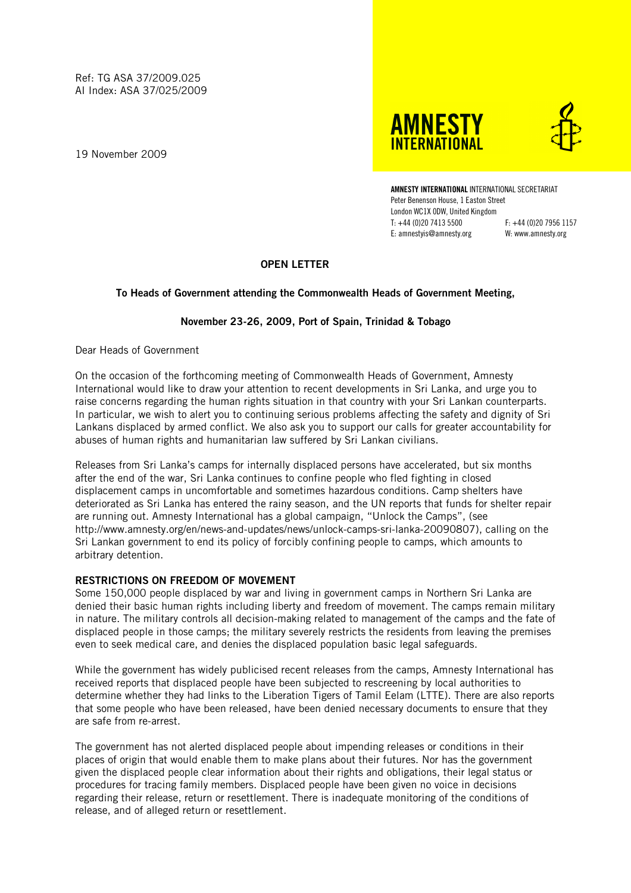Ref: TG ASA 37/2009.025
AI Index: ASA 37/025/2009

19 November 2009

AMNESTY INTERNATIONAL

**AMNESTY INTERNATIONAL** INTERNATIONAL SECRETARIAT
Peter Benenson House, 1 Easton Street
London WC1X 0DW, United Kingdom
T: +44 (0)20 7413 5500 F: +44 (0)20 7956 1157
E: amnestyis@amnesty.org W: www.amnesty.org

## OPEN LETTER

### To Heads of Government attending the Commonwealth Heads of Government Meeting,

### November 23-26, 2009, Port of Spain, Trinidad & Tobago

Dear Heads of Government

On the occasion of the forthcoming meeting of Commonwealth Heads of Government, Amnesty International would like to draw your attention to recent developments in Sri Lanka, and urge you to raise concerns regarding the human rights situation in that country with your Sri Lankan counterparts. In particular, we wish to alert you to continuing serious problems affecting the safety and dignity of Sri Lankans displaced by armed conflict. We also ask you to support our calls for greater accountability for abuses of human rights and humanitarian law suffered by Sri Lankan civilians.

Releases from Sri Lanka's camps for internally displaced persons have accelerated, but six months after the end of the war, Sri Lanka continues to confine people who fled fighting in closed displacement camps in uncomfortable and sometimes hazardous conditions. Camp shelters have deteriorated as Sri Lanka has entered the rainy season, and the UN reports that funds for shelter repair are running out. Amnesty International has a global campaign, "Unlock the Camps", (see http://www.amnesty.org/en/news-and-updates/news/unlock-camps-sri-lanka-20090807), calling on the Sri Lankan government to end its policy of forcibly confining people to camps, which amounts to arbitrary detention.

### RESTRICTIONS ON FREEDOM OF MOVEMENT

Some 150,000 people displaced by war and living in government camps in Northern Sri Lanka are denied their basic human rights including liberty and freedom of movement. The camps remain military in nature. The military controls all decision-making related to management of the camps and the fate of displaced people in those camps; the military severely restricts the residents from leaving the premises even to seek medical care, and denies the displaced population basic legal safeguards.

While the government has widely publicised recent releases from the camps, Amnesty International has received reports that displaced people have been subjected to rescreening by local authorities to determine whether they had links to the Liberation Tigers of Tamil Eelam (LTTE). There are also reports that some people who have been released, have been denied necessary documents to ensure that they are safe from re-arrest.

The government has not alerted displaced people about impending releases or conditions in their places of origin that would enable them to make plans about their futures. Nor has the government given the displaced people clear information about their rights and obligations, their legal status or procedures for tracing family members. Displaced people have been given no voice in decisions regarding their release, return or resettlement. There is inadequate monitoring of the conditions of release, and of alleged return or resettlement.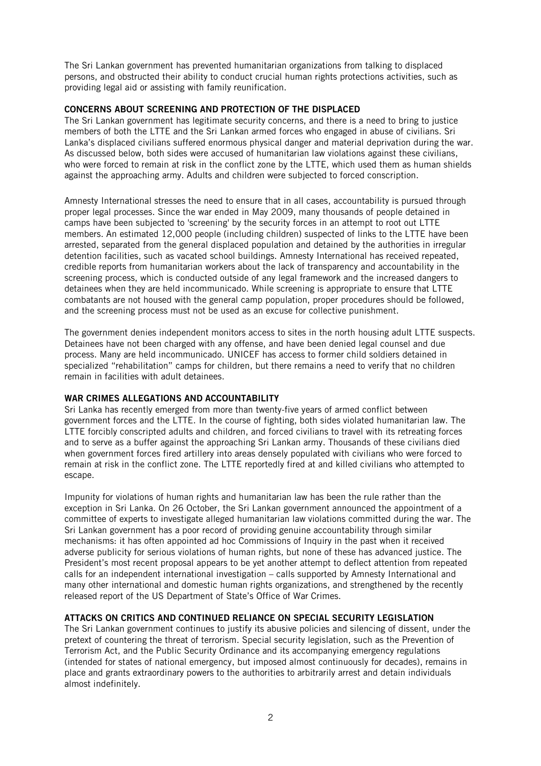The Sri Lankan government has prevented humanitarian organizations from talking to displaced persons, and obstructed their ability to conduct crucial human rights protections activities, such as providing legal aid or assisting with family reunification.

## CONCERNS ABOUT SCREENING AND PROTECTION OF THE DISPLACED

The Sri Lankan government has legitimate security concerns, and there is a need to bring to justice members of both the LTTE and the Sri Lankan armed forces who engaged in abuse of civilians. Sri Lanka's displaced civilians suffered enormous physical danger and material deprivation during the war. As discussed below, both sides were accused of humanitarian law violations against these civilians, who were forced to remain at risk in the conflict zone by the LTTE, which used them as human shields against the approaching army. Adults and children were subjected to forced conscription.

Amnesty International stresses the need to ensure that in all cases, accountability is pursued through proper legal processes. Since the war ended in May 2009, many thousands of people detained in camps have been subjected to 'screening' by the security forces in an attempt to root out LTTE members. An estimated 12,000 people (including children) suspected of links to the LTTE have been arrested, separated from the general displaced population and detained by the authorities in irregular detention facilities, such as vacated school buildings. Amnesty International has received repeated, credible reports from humanitarian workers about the lack of transparency and accountability in the screening process, which is conducted outside of any legal framework and the increased dangers to detainees when they are held incommunicado. While screening is appropriate to ensure that LTTE combatants are not housed with the general camp population, proper procedures should be followed, and the screening process must not be used as an excuse for collective punishment.

The government denies independent monitors access to sites in the north housing adult LTTE suspects. Detainees have not been charged with any offense, and have been denied legal counsel and due process. Many are held incommunicado. UNICEF has access to former child soldiers detained in specialized "rehabilitation" camps for children, but there remains a need to verify that no children remain in facilities with adult detainees.

## WAR CRIMES ALLEGATIONS AND ACCOUNTABILITY

Sri Lanka has recently emerged from more than twenty-five years of armed conflict between government forces and the LTTE. In the course of fighting, both sides violated humanitarian law. The LTTE forcibly conscripted adults and children, and forced civilians to travel with its retreating forces and to serve as a buffer against the approaching Sri Lankan army. Thousands of these civilians died when government forces fired artillery into areas densely populated with civilians who were forced to remain at risk in the conflict zone. The LTTE reportedly fired at and killed civilians who attempted to escape.

Impunity for violations of human rights and humanitarian law has been the rule rather than the exception in Sri Lanka. On 26 October, the Sri Lankan government announced the appointment of a committee of experts to investigate alleged humanitarian law violations committed during the war. The Sri Lankan government has a poor record of providing genuine accountability through similar mechanisms: it has often appointed ad hoc Commissions of Inquiry in the past when it received adverse publicity for serious violations of human rights, but none of these has advanced justice. The President's most recent proposal appears to be yet another attempt to deflect attention from repeated calls for an independent international investigation – calls supported by Amnesty International and many other international and domestic human rights organizations, and strengthened by the recently released report of the US Department of State's Office of War Crimes.

## ATTACKS ON CRITICS AND CONTINUED RELIANCE ON SPECIAL SECURITY LEGISLATION

The Sri Lankan government continues to justify its abusive policies and silencing of dissent, under the pretext of countering the threat of terrorism. Special security legislation, such as the Prevention of Terrorism Act, and the Public Security Ordinance and its accompanying emergency regulations (intended for states of national emergency, but imposed almost continuously for decades), remains in place and grants extraordinary powers to the authorities to arbitrarily arrest and detain individuals almost indefinitely.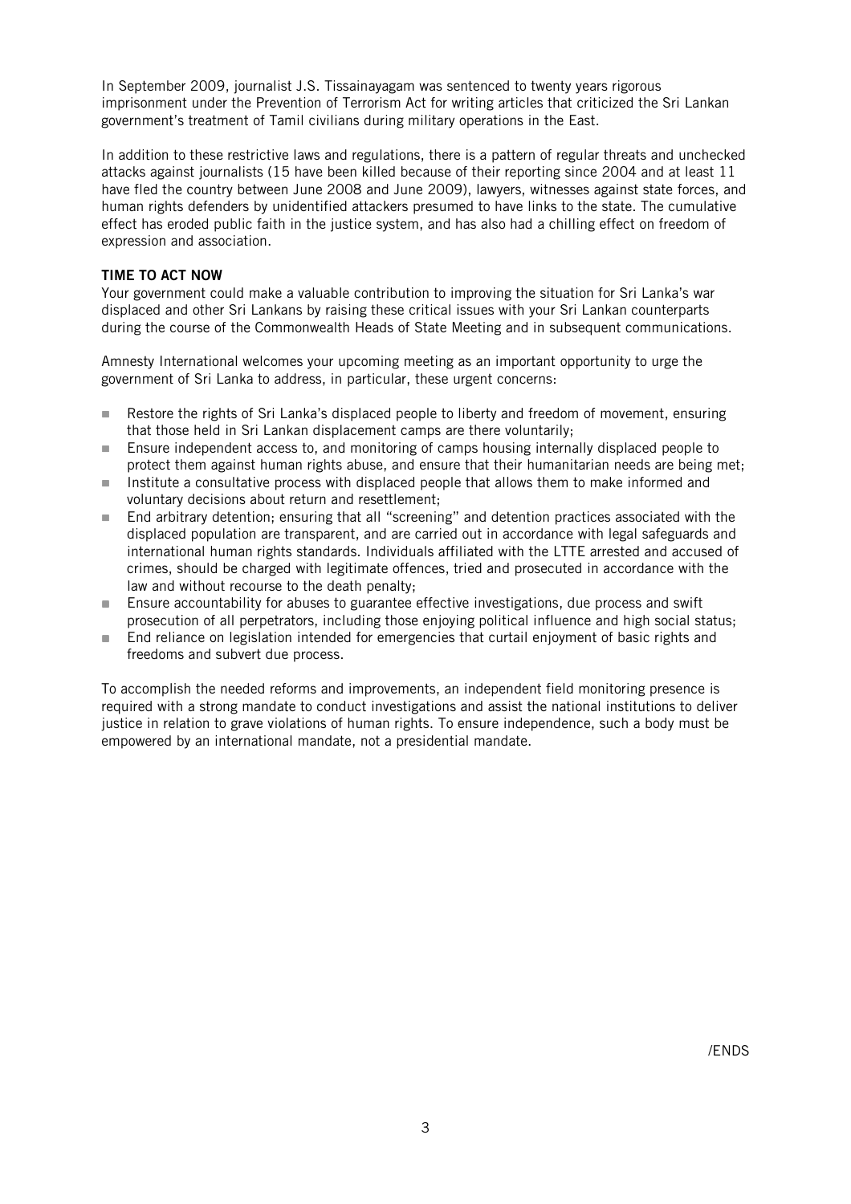In September 2009, journalist J.S. Tissainayagam was sentenced to twenty years rigorous imprisonment under the Prevention of Terrorism Act for writing articles that criticized the Sri Lankan government's treatment of Tamil civilians during military operations in the East.

In addition to these restrictive laws and regulations, there is a pattern of regular threats and unchecked attacks against journalists (15 have been killed because of their reporting since 2004 and at least 11 have fled the country between June 2008 and June 2009), lawyers, witnesses against state forces, and human rights defenders by unidentified attackers presumed to have links to the state. The cumulative effect has eroded public faith in the justice system, and has also had a chilling effect on freedom of expression and association.

**TIME TO ACT NOW**

Your government could make a valuable contribution to improving the situation for Sri Lanka's war displaced and other Sri Lankans by raising these critical issues with your Sri Lankan counterparts during the course of the Commonwealth Heads of State Meeting and in subsequent communications.

Amnesty International welcomes your upcoming meeting as an important opportunity to urge the government of Sri Lanka to address, in particular, these urgent concerns:

- Restore the rights of Sri Lanka's displaced people to liberty and freedom of movement, ensuring that those held in Sri Lankan displacement camps are there voluntarily;
- Ensure independent access to, and monitoring of camps housing internally displaced people to protect them against human rights abuse, and ensure that their humanitarian needs are being met;
- Institute a consultative process with displaced people that allows them to make informed and voluntary decisions about return and resettlement;
- End arbitrary detention; ensuring that all "screening" and detention practices associated with the displaced population are transparent, and are carried out in accordance with legal safeguards and international human rights standards. Individuals affiliated with the LTTE arrested and accused of crimes, should be charged with legitimate offences, tried and prosecuted in accordance with the law and without recourse to the death penalty;
- Ensure accountability for abuses to guarantee effective investigations, due process and swift prosecution of all perpetrators, including those enjoying political influence and high social status;
- End reliance on legislation intended for emergencies that curtail enjoyment of basic rights and freedoms and subvert due process.

To accomplish the needed reforms and improvements, an independent field monitoring presence is required with a strong mandate to conduct investigations and assist the national institutions to deliver justice in relation to grave violations of human rights. To ensure independence, such a body must be empowered by an international mandate, not a presidential mandate.

/ENDS